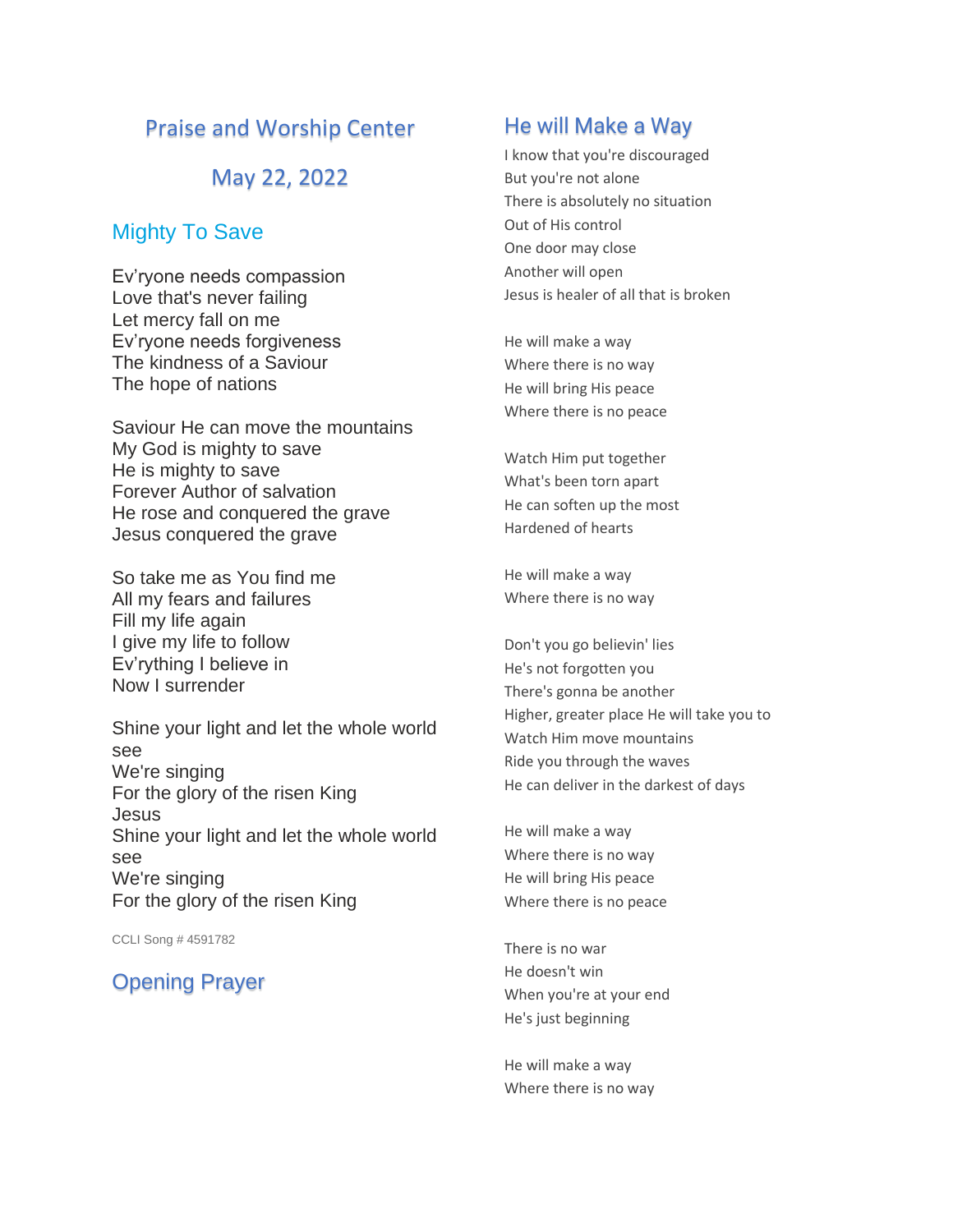# Praise and Worship Center

## May 22, 2022

## Mighty To Save

Ev'ryone needs compassion
Love that's never failing
Let mercy fall on me
Ev'ryone needs forgiveness
The kindness of a Saviour
The hope of nations

Saviour He can move the mountains
My God is mighty to save
He is mighty to save
Forever Author of salvation
He rose and conquered the grave
Jesus conquered the grave

So take me as You find me
All my fears and failures
Fill my life again
I give my life to follow
Ev'rything I believe in
Now I surrender

Shine your light and let the whole world see
We're singing
For the glory of the risen King
Jesus
Shine your light and let the whole world see
We're singing
For the glory of the risen King

CCLI Song # 4591782

## Opening Prayer

## He will Make a Way

I know that you're discouraged
But you're not alone
There is absolutely no situation
Out of His control
One door may close
Another will open
Jesus is healer of all that is broken

He will make a way
Where there is no way
He will bring His peace
Where there is no peace

Watch Him put together
What's been torn apart
He can soften up the most
Hardened of hearts

He will make a way
Where there is no way

Don't you go believin' lies
He's not forgotten you
There's gonna be another
Higher, greater place He will take you to
Watch Him move mountains
Ride you through the waves
He can deliver in the darkest of days

He will make a way
Where there is no way
He will bring His peace
Where there is no peace

There is no war
He doesn't win
When you're at your end
He's just beginning

He will make a way
Where there is no way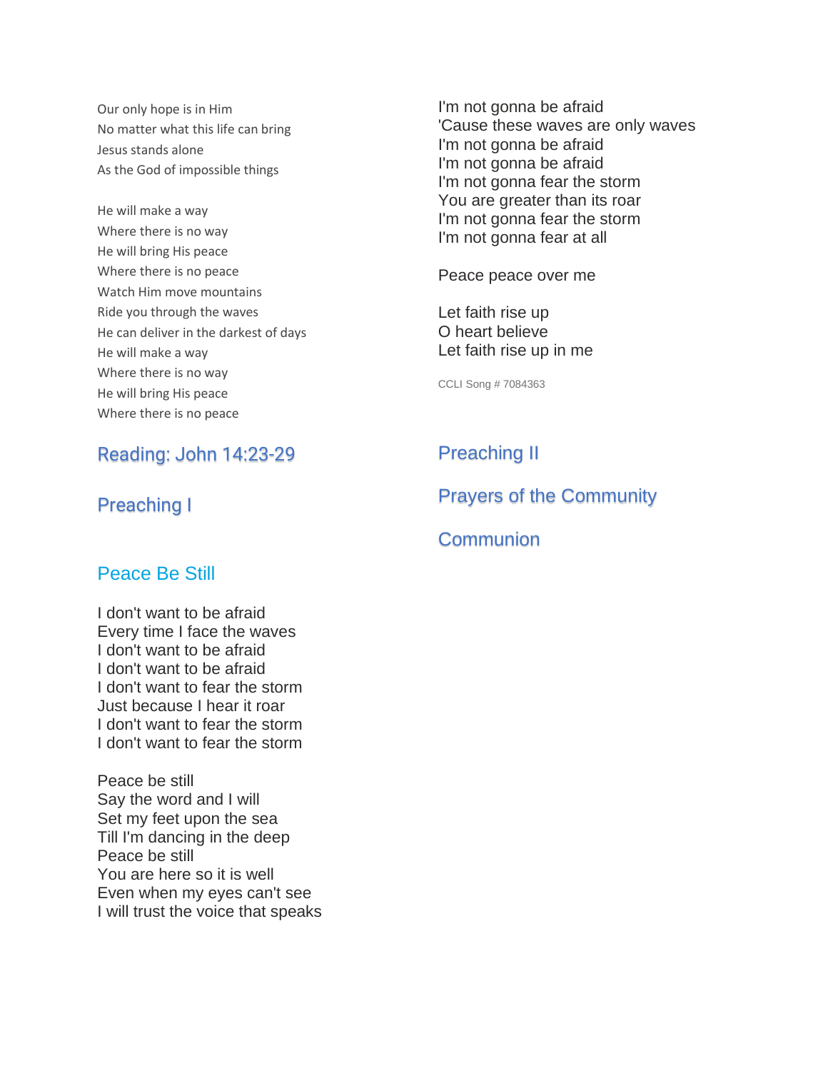Our only hope is in Him
No matter what this life can bring
Jesus stands alone
As the God of impossible things

He will make a way
Where there is no way
He will bring His peace
Where there is no peace
Watch Him move mountains
Ride you through the waves
He can deliver in the darkest of days
He will make a way
Where there is no way
He will bring His peace
Where there is no peace

## Reading: John 14:23-29

## Preaching I

## Peace Be Still

I don't want to be afraid
Every time I face the waves
I don't want to be afraid
I don't want to be afraid
I don't want to fear the storm
Just because I hear it roar
I don't want to fear the storm
I don't want to fear the storm

Peace be still
Say the word and I will
Set my feet upon the sea
Till I'm dancing in the deep
Peace be still
You are here so it is well
Even when my eyes can't see
I will trust the voice that speaks

I'm not gonna be afraid
'Cause these waves are only waves
I'm not gonna be afraid
I'm not gonna be afraid
I'm not gonna fear the storm
You are greater than its roar
I'm not gonna fear the storm
I'm not gonna fear at all

Peace peace over me

Let faith rise up
O heart believe
Let faith rise up in me

CCLI Song # 7084363

## Preaching II

## Prayers of the Community

## Communion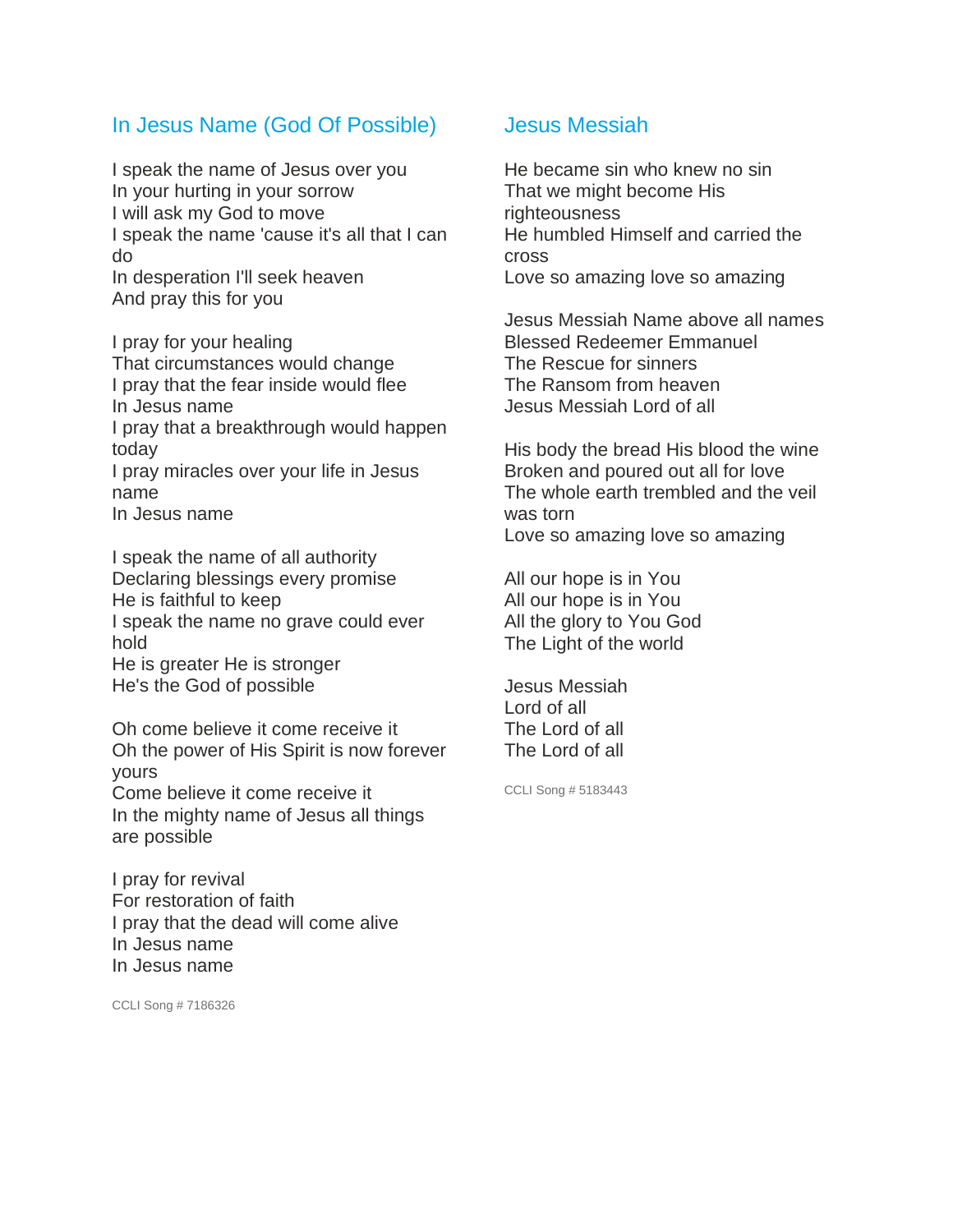## In Jesus Name (God Of Possible)

I speak the name of Jesus over you
In your hurting in your sorrow
I will ask my God to move
I speak the name 'cause it's all that I can do
In desperation I'll seek heaven
And pray this for you

I pray for your healing
That circumstances would change
I pray that the fear inside would flee
In Jesus name
I pray that a breakthrough would happen today
I pray miracles over your life in Jesus name
In Jesus name

I speak the name of all authority
Declaring blessings every promise
He is faithful to keep
I speak the name no grave could ever hold
He is greater He is stronger
He's the God of possible

Oh come believe it come receive it
Oh the power of His Spirit is now forever yours
Come believe it come receive it
In the mighty name of Jesus all things are possible

I pray for revival
For restoration of faith
I pray that the dead will come alive
In Jesus name
In Jesus name

CCLI Song # 7186326

## Jesus Messiah

He became sin who knew no sin
That we might become His righteousness
He humbled Himself and carried the cross
Love so amazing love so amazing

Jesus Messiah Name above all names
Blessed Redeemer Emmanuel
The Rescue for sinners
The Ransom from heaven
Jesus Messiah Lord of all

His body the bread His blood the wine
Broken and poured out all for love
The whole earth trembled and the veil was torn
Love so amazing love so amazing

All our hope is in You
All our hope is in You
All the glory to You God
The Light of the world

Jesus Messiah
Lord of all
The Lord of all
The Lord of all

CCLI Song # 5183443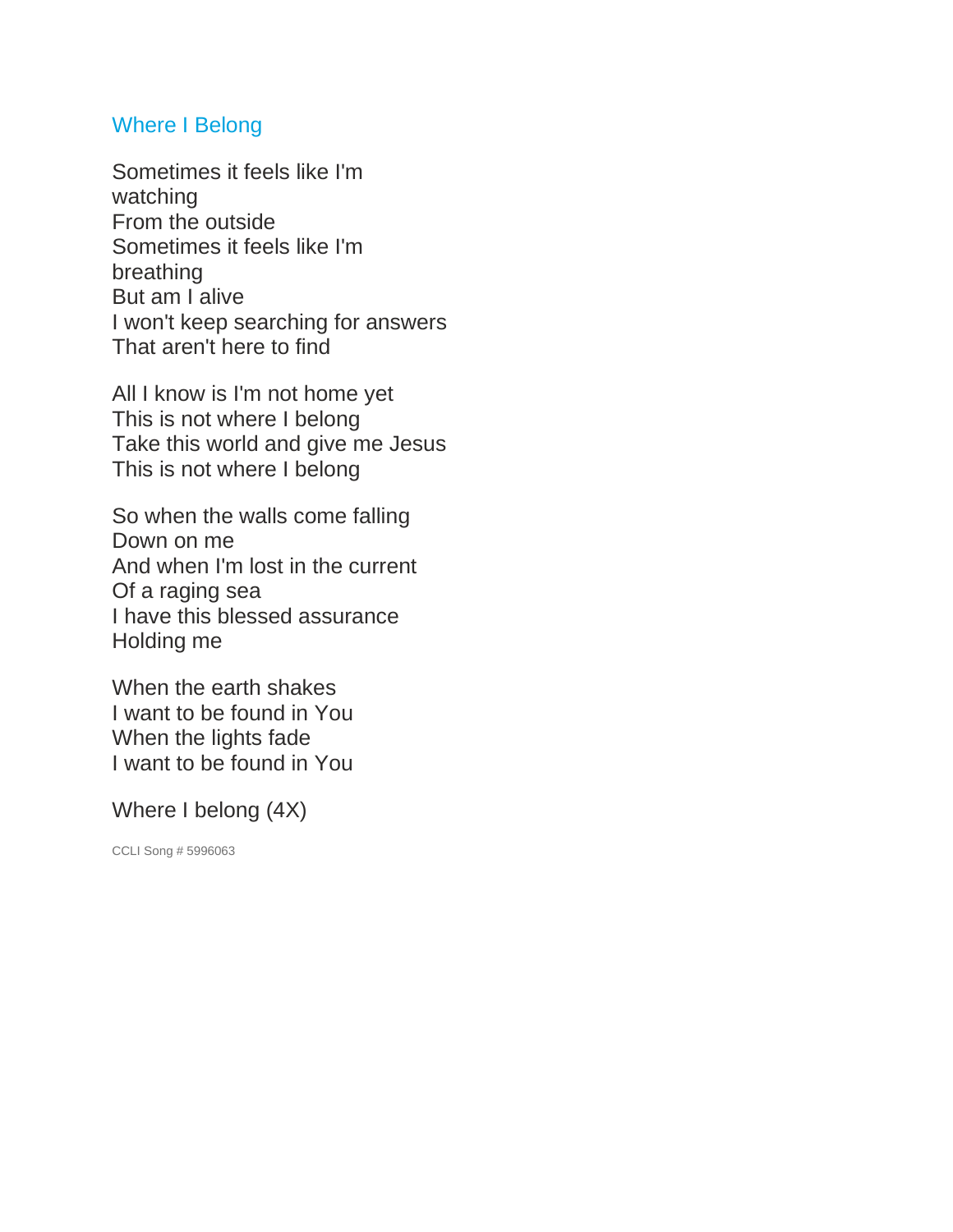## Where I Belong

Sometimes it feels like I'm  
watching  
From the outside  
Sometimes it feels like I'm  
breathing  
But am I alive  
I won't keep searching for answers  
That aren't here to find

All I know is I'm not home yet  
This is not where I belong  
Take this world and give me Jesus  
This is not where I belong

So when the walls come falling  
Down on me  
And when I'm lost in the current  
Of a raging sea  
I have this blessed assurance  
Holding me

When the earth shakes  
I want to be found in You  
When the lights fade  
I want to be found in You

Where I belong (4X)

CCLI Song # 5996063